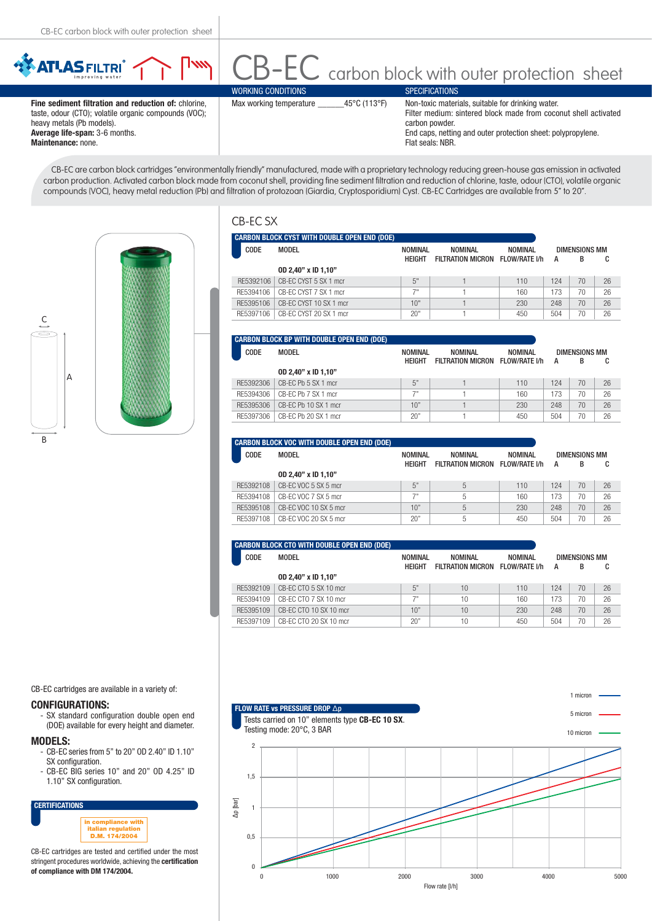# CB-EC carbon block with outer protection sheet

**Fine sediment filtration and reduction of:** chlorine, taste, odour (CTO); volatile organic compounds (VOC); heavy metals (Pb models).
**Average life-span:** 3-6 months.
**Maintenance:** none.

## WORKING CONDITIONS

Max working temperature ______45°C (113°F)

## SPECIFICATIONS

Non-toxic materials, suitable for drinking water.
Filter medium: sintered block made from coconut shell activated carbon powder.
End caps, netting and outer protection sheet: polypropylene.
Flat seals: NBR.

CB-EC are carbon block cartridges "environmentally friendly" manufactured, made with a proprietary technology reducing green-house gas emission in activated carbon production. Activated carbon block made from coconut shell, providing fine sediment filtration and reduction of chlorine, taste, odour (CTO), volatile organic compounds (VOC), heavy metal reduction (Pb) and filtration of protozoan (Giardia, Cryptosporidium) Cyst. CB-EC Cartridges are available from 5" to 20".

## CB-EC SX

### CARBON BLOCK CYST WITH DOUBLE OPEN END (DOE)

| CODE | MODEL | NOMINAL HEIGHT | NOMINAL FILTRATION MICRON | NOMINAL FLOW/RATE l/h | DIMENSIONS MM A | B | C |
|---|---|---|---|---|---|---|---|
| | **OD 2,40" x ID 1,10"** | | | | | | |
| RE5392106 | CB-EC CYST 5 SX 1 mcr | 5" | 1 | 110 | 124 | 70 | 26 |
| RE5394106 | CB-EC CYST 7 SX 1 mcr | 7" | 1 | 160 | 173 | 70 | 26 |
| RE5395106 | CB-EC CYST 10 SX 1 mcr | 10" | 1 | 230 | 248 | 70 | 26 |
| RE5397106 | CB-EC CYST 20 SX 1 mcr | 20" | 1 | 450 | 504 | 70 | 26 |

### CARBON BLOCK BP WITH DOUBLE OPEN END (DOE)

| CODE | MODEL | NOMINAL HEIGHT | NOMINAL FILTRATION MICRON | NOMINAL FLOW/RATE l/h | DIMENSIONS MM A | B | C |
|---|---|---|---|---|---|---|---|
| | **OD 2,40" x ID 1,10"** | | | | | | |
| RE5392306 | CB-EC Pb 5 SX 1 mcr | 5" | 1 | 110 | 124 | 70 | 26 |
| RE5394306 | CB-EC Pb 7 SX 1 mcr | 7" | 1 | 160 | 173 | 70 | 26 |
| RE5395306 | CB-EC Pb 10 SX 1 mcr | 10" | 1 | 230 | 248 | 70 | 26 |
| RE5397306 | CB-EC Pb 20 SX 1 mcr | 20" | 1 | 450 | 504 | 70 | 26 |

### CARBON BLOCK VOC WITH DOUBLE OPEN END (DOE)

| CODE | MODEL | NOMINAL HEIGHT | NOMINAL FILTRATION MICRON | NOMINAL FLOW/RATE l/h | DIMENSIONS MM A | B | C |
|---|---|---|---|---|---|---|---|
| | **OD 2,40" x ID 1,10"** | | | | | | |
| RE5392108 | CB-EC VOC 5 SX 5 mcr | 5" | 5 | 110 | 124 | 70 | 26 |
| RE5394108 | CB-EC VOC 7 SX 5 mcr | 7" | 5 | 160 | 173 | 70 | 26 |
| RE5395108 | CB-EC VOC 10 SX 5 mcr | 10" | 5 | 230 | 248 | 70 | 26 |
| RE5397108 | CB-EC VOC 20 SX 5 mcr | 20" | 5 | 450 | 504 | 70 | 26 |

### CARBON BLOCK CTO WITH DOUBLE OPEN END (DOE)

| CODE | MODEL | NOMINAL HEIGHT | NOMINAL FILTRATION MICRON | NOMINAL FLOW/RATE l/h | DIMENSIONS MM A | B | C |
|---|---|---|---|---|---|---|---|
| | **OD 2,40" x ID 1,10"** | | | | | | |
| RE5392109 | CB-EC CTO 5 SX 10 mcr | 5" | 10 | 110 | 124 | 70 | 26 |
| RE5394109 | CB-EC CTO 7 SX 10 mcr | 7" | 10 | 160 | 173 | 70 | 26 |
| RE5395109 | CB-EC CTO 10 SX 10 mcr | 10" | 10 | 230 | 248 | 70 | 26 |
| RE5397109 | CB-EC CTO 20 SX 10 mcr | 20" | 10 | 450 | 504 | 70 | 26 |

CB-EC cartridges are available in a variety of:

## CONFIGURATIONS:

- SX standard configuration double open end (DOE) available for every height and diameter.

## MODELS:

- CB-EC series from 5" to 20" OD 2.40" ID 1.10" SX configuration.
- CB-EC BIG series 10" and 20" OD 4.25" ID 1.10" SX configuration.

## CERTIFICATIONS

in compliance with italian regulation D.M. 174/2004

CB-EC cartridges are tested and certified under the most stringent procedures worldwide, achieving the **certification of compliance with DM 174/2004.**

## FLOW RATE vs PRESSURE DROP Δp

Tests carried on 10" elements type **CB-EC 10 SX**.
Testing mode: 20°C, 3 BAR

Legend: 1 micron (blue), 5 micron (red), 10 micron (green)

Y axis: Δp [bar] (0 – 2); X axis: Flow rate [l/h] (0 – 5000)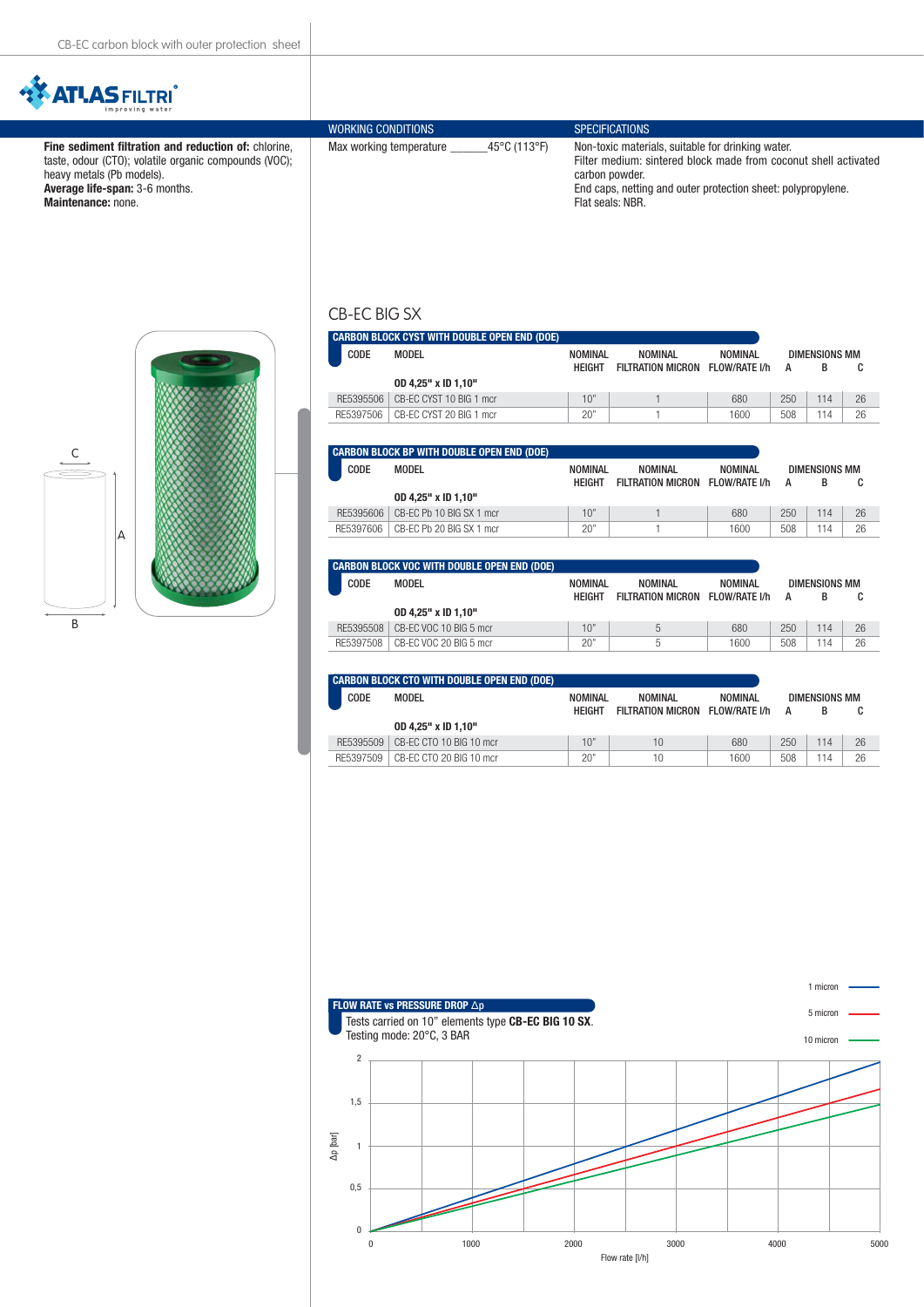![ATLAS FILTRI improving water]

Fine sediment filtration and reduction of: chlorine, taste, odour (CTO); volatile organic compounds (VOC); heavy metals (Pb models).
**Average life-span:** 3-6 months.
**Maintenance:** none.

## WORKING CONDITIONS

Max working temperature ______45°C (113°F)

## SPECIFICATIONS

Non-toxic materials, suitable for drinking water.
Filter medium: sintered block made from coconut shell activated carbon powder.
End caps, netting and outer protection sheet: polypropylene.
Flat seals: NBR.

C

A

B

# CB-EC BIG SX

### CARBON BLOCK CYST WITH DOUBLE OPEN END (DOE)

| CODE | MODEL | NOMINAL HEIGHT | NOMINAL FILTRATION MICRON | NOMINAL FLOW/RATE l/h | DIMENSIONS MM A | B | C |
|---|---|---|---|---|---|---|---|
| | **OD 4,25" x ID 1,10"** | | | | | | |
| RE5395506 | CB-EC CYST 10 BIG 1 mcr | 10" | 1 | 680 | 250 | 114 | 26 |
| RE5397506 | CB-EC CYST 20 BIG 1 mcr | 20" | 1 | 1600 | 508 | 114 | 26 |

### CARBON BLOCK BP WITH DOUBLE OPEN END (DOE)

| CODE | MODEL | NOMINAL HEIGHT | NOMINAL FILTRATION MICRON | NOMINAL FLOW/RATE l/h | DIMENSIONS MM A | B | C |
|---|---|---|---|---|---|---|---|
| | **OD 4,25" x ID 1,10"** | | | | | | |
| RE5395606 | CB-EC Pb 10 BIG SX 1 mcr | 10" | 1 | 680 | 250 | 114 | 26 |
| RE5397606 | CB-EC Pb 20 BIG SX 1 mcr | 20" | 1 | 1600 | 508 | 114 | 26 |

### CARBON BLOCK VOC WITH DOUBLE OPEN END (DOE)

| CODE | MODEL | NOMINAL HEIGHT | NOMINAL FILTRATION MICRON | NOMINAL FLOW/RATE l/h | DIMENSIONS MM A | B | C |
|---|---|---|---|---|---|---|---|
| | **OD 4,25" x ID 1,10"** | | | | | | |
| RE5395508 | CB-EC VOC 10 BIG 5 mcr | 10" | 5 | 680 | 250 | 114 | 26 |
| RE5397508 | CB-EC VOC 20 BIG 5 mcr | 20" | 5 | 1600 | 508 | 114 | 26 |

### CARBON BLOCK CTO WITH DOUBLE OPEN END (DOE)

| CODE | MODEL | NOMINAL HEIGHT | NOMINAL FILTRATION MICRON | NOMINAL FLOW/RATE l/h | DIMENSIONS MM A | B | C |
|---|---|---|---|---|---|---|---|
| | **OD 4,25" x ID 1,10"** | | | | | | |
| RE5395509 | CB-EC CTO 10 BIG 10 mcr | 10" | 10 | 680 | 250 | 114 | 26 |
| RE5397509 | CB-EC CTO 20 BIG 10 mcr | 20" | 10 | 1600 | 508 | 114 | 26 |

### FLOW RATE vs PRESSURE DROP Δp

Tests carried on 10" elements type **CB-EC BIG 10 SX**.
Testing mode: 20°C, 3 BAR

1 micron
5 micron
10 micron

Δp [bar]
2
1,5
1
0,5
0

Flow rate [l/h]
0
1000
2000
3000
4000
5000